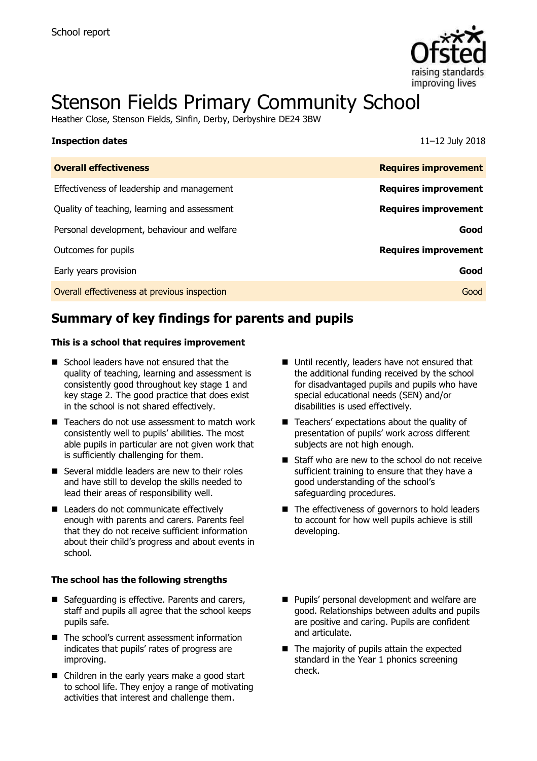School report

# Stenson Fields Primary Community School

Heather Close, Stenson Fields, Sinfin, Derby, Derbyshire DE24 3BW

**Inspection dates** 11–12 July 2018

| **Overall effectiveness** | **Requires improvement** |
| --- | --- |
| Effectiveness of leadership and management | **Requires improvement** |
| Quality of teaching, learning and assessment | **Requires improvement** |
| Personal development, behaviour and welfare | **Good** |
| Outcomes for pupils | **Requires improvement** |
| Early years provision | **Good** |
| Overall effectiveness at previous inspection | Good |

## Summary of key findings for parents and pupils

**This is a school that requires improvement**

- School leaders have not ensured that the quality of teaching, learning and assessment is consistently good throughout key stage 1 and key stage 2. The good practice that does exist in the school is not shared effectively.
- Teachers do not use assessment to match work consistently well to pupils' abilities. The most able pupils in particular are not given work that is sufficiently challenging for them.
- Several middle leaders are new to their roles and have still to develop the skills needed to lead their areas of responsibility well.
- Leaders do not communicate effectively enough with parents and carers. Parents feel that they do not receive sufficient information about their child's progress and about events in school.
- Until recently, leaders have not ensured that the additional funding received by the school for disadvantaged pupils and pupils who have special educational needs (SEN) and/or disabilities is used effectively.
- Teachers' expectations about the quality of presentation of pupils' work across different subjects are not high enough.
- Staff who are new to the school do not receive sufficient training to ensure that they have a good understanding of the school's safeguarding procedures.
- The effectiveness of governors to hold leaders to account for how well pupils achieve is still developing.

**The school has the following strengths**

- Safeguarding is effective. Parents and carers, staff and pupils all agree that the school keeps pupils safe.
- The school's current assessment information indicates that pupils' rates of progress are improving.
- Children in the early years make a good start to school life. They enjoy a range of motivating activities that interest and challenge them.
- Pupils' personal development and welfare are good. Relationships between adults and pupils are positive and caring. Pupils are confident and articulate.
- The majority of pupils attain the expected standard in the Year 1 phonics screening check.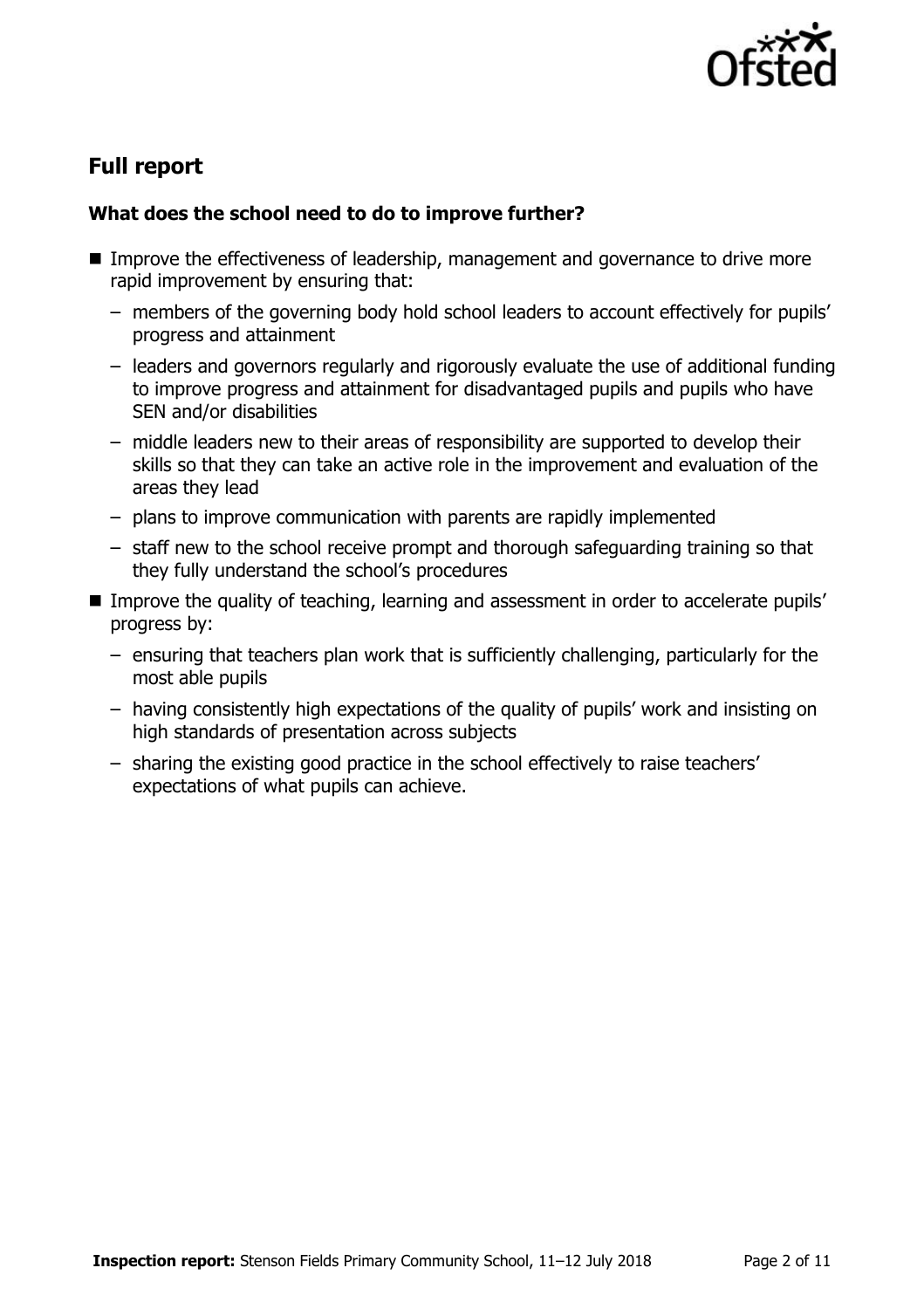## Full report

### What does the school need to do to improve further?

- Improve the effectiveness of leadership, management and governance to drive more rapid improvement by ensuring that:
  - members of the governing body hold school leaders to account effectively for pupils' progress and attainment
  - leaders and governors regularly and rigorously evaluate the use of additional funding to improve progress and attainment for disadvantaged pupils and pupils who have SEN and/or disabilities
  - middle leaders new to their areas of responsibility are supported to develop their skills so that they can take an active role in the improvement and evaluation of the areas they lead
  - plans to improve communication with parents are rapidly implemented
  - staff new to the school receive prompt and thorough safeguarding training so that they fully understand the school's procedures
- Improve the quality of teaching, learning and assessment in order to accelerate pupils' progress by:
  - ensuring that teachers plan work that is sufficiently challenging, particularly for the most able pupils
  - having consistently high expectations of the quality of pupils' work and insisting on high standards of presentation across subjects
  - sharing the existing good practice in the school effectively to raise teachers' expectations of what pupils can achieve.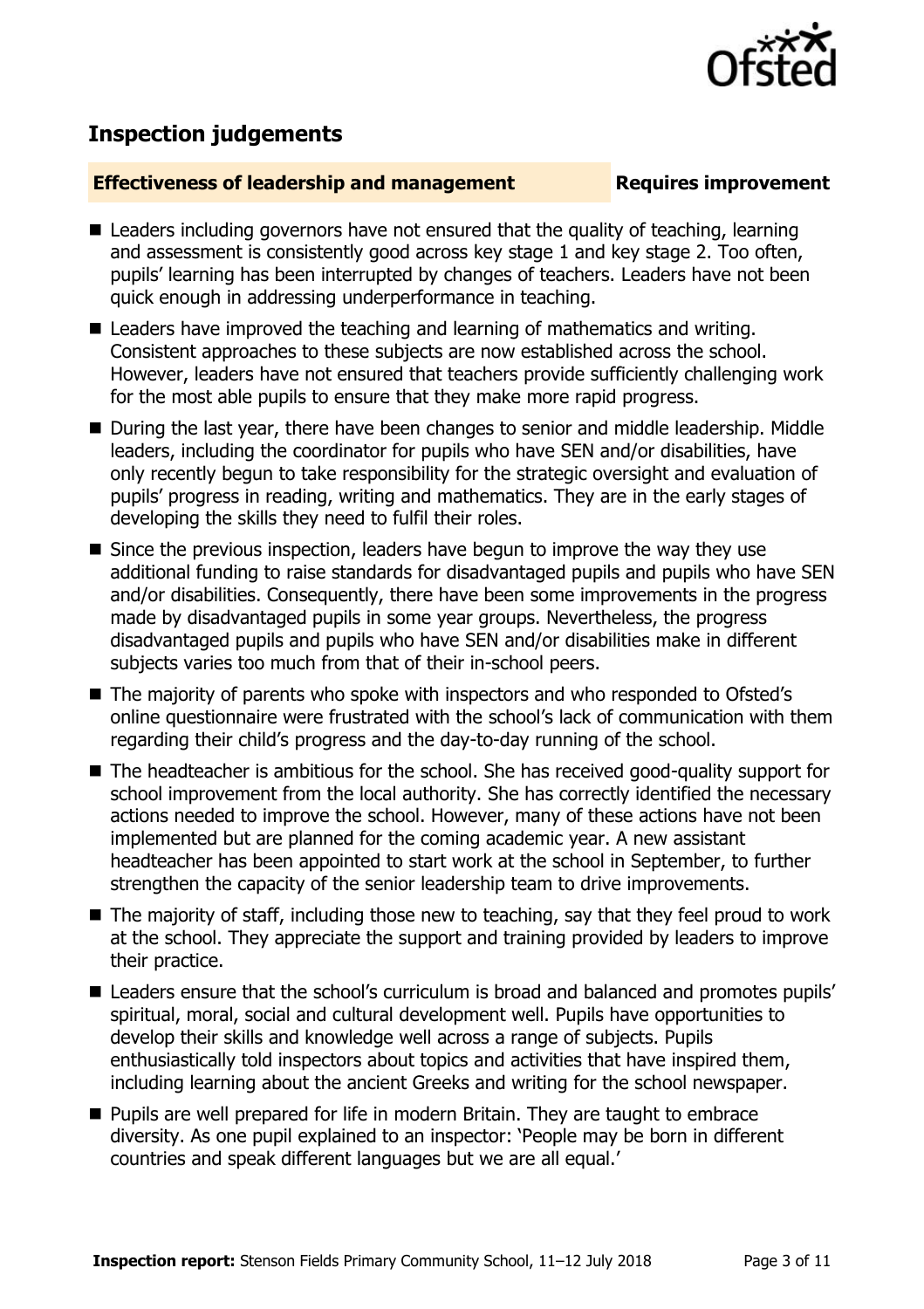## Inspection judgements

### Effectiveness of leadership and management — Requires improvement

- Leaders including governors have not ensured that the quality of teaching, learning and assessment is consistently good across key stage 1 and key stage 2. Too often, pupils' learning has been interrupted by changes of teachers. Leaders have not been quick enough in addressing underperformance in teaching.
- Leaders have improved the teaching and learning of mathematics and writing. Consistent approaches to these subjects are now established across the school. However, leaders have not ensured that teachers provide sufficiently challenging work for the most able pupils to ensure that they make more rapid progress.
- During the last year, there have been changes to senior and middle leadership. Middle leaders, including the coordinator for pupils who have SEN and/or disabilities, have only recently begun to take responsibility for the strategic oversight and evaluation of pupils' progress in reading, writing and mathematics. They are in the early stages of developing the skills they need to fulfil their roles.
- Since the previous inspection, leaders have begun to improve the way they use additional funding to raise standards for disadvantaged pupils and pupils who have SEN and/or disabilities. Consequently, there have been some improvements in the progress made by disadvantaged pupils in some year groups. Nevertheless, the progress disadvantaged pupils and pupils who have SEN and/or disabilities make in different subjects varies too much from that of their in-school peers.
- The majority of parents who spoke with inspectors and who responded to Ofsted's online questionnaire were frustrated with the school's lack of communication with them regarding their child's progress and the day-to-day running of the school.
- The headteacher is ambitious for the school. She has received good-quality support for school improvement from the local authority. She has correctly identified the necessary actions needed to improve the school. However, many of these actions have not been implemented but are planned for the coming academic year. A new assistant headteacher has been appointed to start work at the school in September, to further strengthen the capacity of the senior leadership team to drive improvements.
- The majority of staff, including those new to teaching, say that they feel proud to work at the school. They appreciate the support and training provided by leaders to improve their practice.
- Leaders ensure that the school's curriculum is broad and balanced and promotes pupils' spiritual, moral, social and cultural development well. Pupils have opportunities to develop their skills and knowledge well across a range of subjects. Pupils enthusiastically told inspectors about topics and activities that have inspired them, including learning about the ancient Greeks and writing for the school newspaper.
- Pupils are well prepared for life in modern Britain. They are taught to embrace diversity. As one pupil explained to an inspector: 'People may be born in different countries and speak different languages but we are all equal.'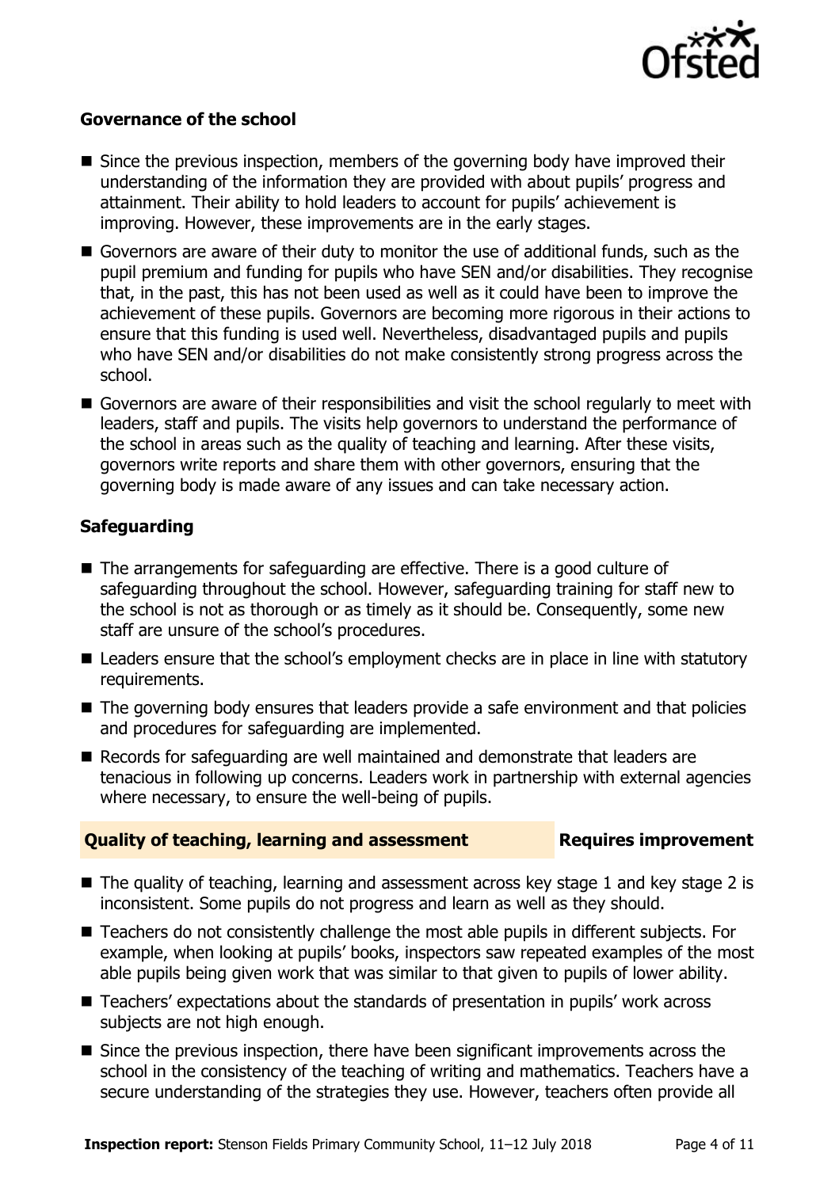### Governance of the school

- Since the previous inspection, members of the governing body have improved their understanding of the information they are provided with about pupils' progress and attainment. Their ability to hold leaders to account for pupils' achievement is improving. However, these improvements are in the early stages.
- Governors are aware of their duty to monitor the use of additional funds, such as the pupil premium and funding for pupils who have SEN and/or disabilities. They recognise that, in the past, this has not been used as well as it could have been to improve the achievement of these pupils. Governors are becoming more rigorous in their actions to ensure that this funding is used well. Nevertheless, disadvantaged pupils and pupils who have SEN and/or disabilities do not make consistently strong progress across the school.
- Governors are aware of their responsibilities and visit the school regularly to meet with leaders, staff and pupils. The visits help governors to understand the performance of the school in areas such as the quality of teaching and learning. After these visits, governors write reports and share them with other governors, ensuring that the governing body is made aware of any issues and can take necessary action.

### Safeguarding

- The arrangements for safeguarding are effective. There is a good culture of safeguarding throughout the school. However, safeguarding training for staff new to the school is not as thorough or as timely as it should be. Consequently, some new staff are unsure of the school's procedures.
- Leaders ensure that the school's employment checks are in place in line with statutory requirements.
- The governing body ensures that leaders provide a safe environment and that policies and procedures for safeguarding are implemented.
- Records for safeguarding are well maintained and demonstrate that leaders are tenacious in following up concerns. Leaders work in partnership with external agencies where necessary, to ensure the well-being of pupils.

## Quality of teaching, learning and assessment — Requires improvement

- The quality of teaching, learning and assessment across key stage 1 and key stage 2 is inconsistent. Some pupils do not progress and learn as well as they should.
- Teachers do not consistently challenge the most able pupils in different subjects. For example, when looking at pupils' books, inspectors saw repeated examples of the most able pupils being given work that was similar to that given to pupils of lower ability.
- Teachers' expectations about the standards of presentation in pupils' work across subjects are not high enough.
- Since the previous inspection, there have been significant improvements across the school in the consistency of the teaching of writing and mathematics. Teachers have a secure understanding of the strategies they use. However, teachers often provide all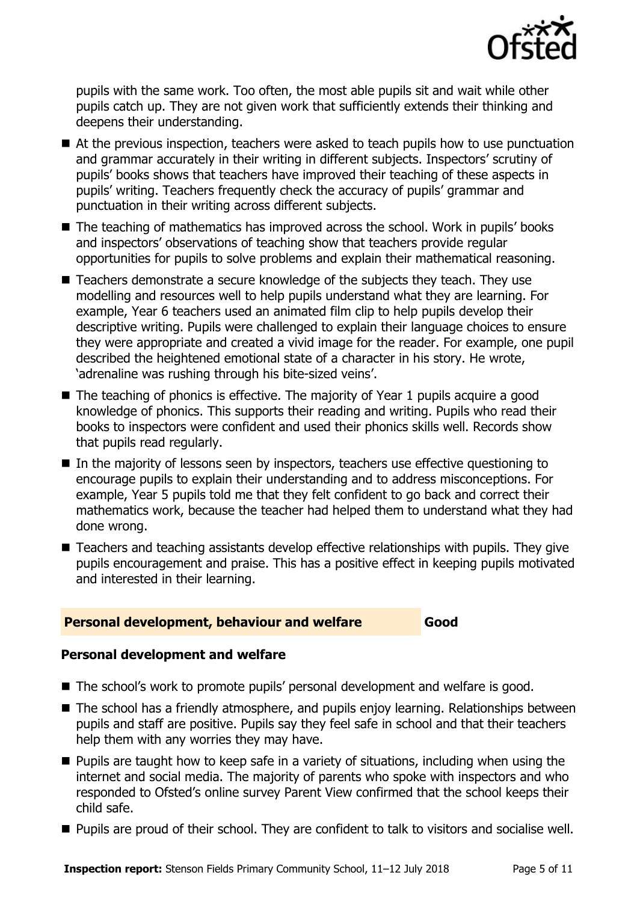pupils with the same work. Too often, the most able pupils sit and wait while other pupils catch up. They are not given work that sufficiently extends their thinking and deepens their understanding.

- At the previous inspection, teachers were asked to teach pupils how to use punctuation and grammar accurately in their writing in different subjects. Inspectors' scrutiny of pupils' books shows that teachers have improved their teaching of these aspects in pupils' writing. Teachers frequently check the accuracy of pupils' grammar and punctuation in their writing across different subjects.
- The teaching of mathematics has improved across the school. Work in pupils' books and inspectors' observations of teaching show that teachers provide regular opportunities for pupils to solve problems and explain their mathematical reasoning.
- Teachers demonstrate a secure knowledge of the subjects they teach. They use modelling and resources well to help pupils understand what they are learning. For example, Year 6 teachers used an animated film clip to help pupils develop their descriptive writing. Pupils were challenged to explain their language choices to ensure they were appropriate and created a vivid image for the reader. For example, one pupil described the heightened emotional state of a character in his story. He wrote, 'adrenaline was rushing through his bite-sized veins'.
- The teaching of phonics is effective. The majority of Year 1 pupils acquire a good knowledge of phonics. This supports their reading and writing. Pupils who read their books to inspectors were confident and used their phonics skills well. Records show that pupils read regularly.
- In the majority of lessons seen by inspectors, teachers use effective questioning to encourage pupils to explain their understanding and to address misconceptions. For example, Year 5 pupils told me that they felt confident to go back and correct their mathematics work, because the teacher had helped them to understand what they had done wrong.
- Teachers and teaching assistants develop effective relationships with pupils. They give pupils encouragement and praise. This has a positive effect in keeping pupils motivated and interested in their learning.

## Personal development, behaviour and welfare — Good

### Personal development and welfare

- The school's work to promote pupils' personal development and welfare is good.
- The school has a friendly atmosphere, and pupils enjoy learning. Relationships between pupils and staff are positive. Pupils say they feel safe in school and that their teachers help them with any worries they may have.
- Pupils are taught how to keep safe in a variety of situations, including when using the internet and social media. The majority of parents who spoke with inspectors and who responded to Ofsted's online survey Parent View confirmed that the school keeps their child safe.
- Pupils are proud of their school. They are confident to talk to visitors and socialise well.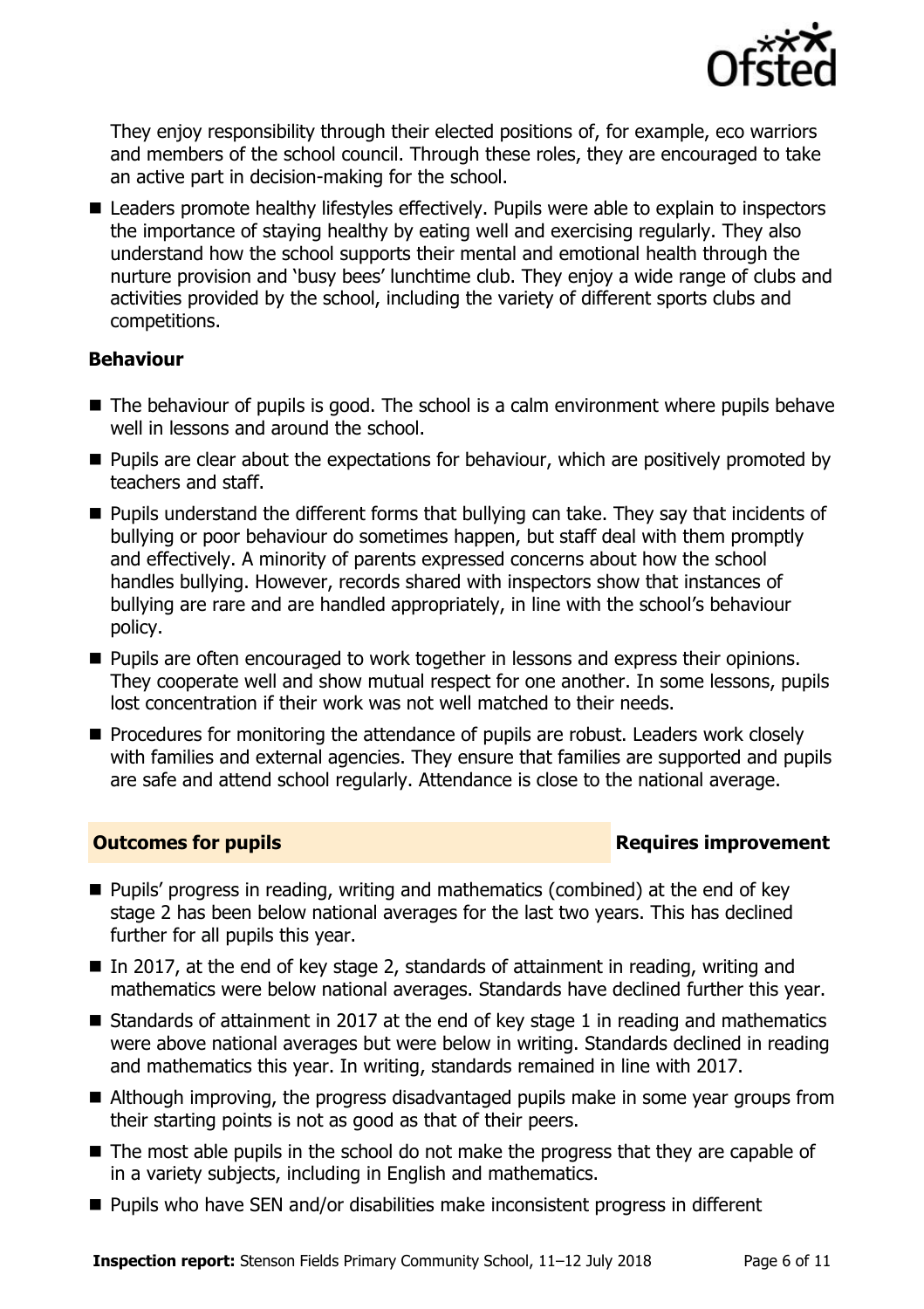They enjoy responsibility through their elected positions of, for example, eco warriors and members of the school council. Through these roles, they are encouraged to take an active part in decision-making for the school.

- Leaders promote healthy lifestyles effectively. Pupils were able to explain to inspectors the importance of staying healthy by eating well and exercising regularly. They also understand how the school supports their mental and emotional health through the nurture provision and 'busy bees' lunchtime club. They enjoy a wide range of clubs and activities provided by the school, including the variety of different sports clubs and competitions.

### Behaviour

- The behaviour of pupils is good. The school is a calm environment where pupils behave well in lessons and around the school.
- Pupils are clear about the expectations for behaviour, which are positively promoted by teachers and staff.
- Pupils understand the different forms that bullying can take. They say that incidents of bullying or poor behaviour do sometimes happen, but staff deal with them promptly and effectively. A minority of parents expressed concerns about how the school handles bullying. However, records shared with inspectors show that instances of bullying are rare and are handled appropriately, in line with the school's behaviour policy.
- Pupils are often encouraged to work together in lessons and express their opinions. They cooperate well and show mutual respect for one another. In some lessons, pupils lost concentration if their work was not well matched to their needs.
- Procedures for monitoring the attendance of pupils are robust. Leaders work closely with families and external agencies. They ensure that families are supported and pupils are safe and attend school regularly. Attendance is close to the national average.

## Outcomes for pupils — Requires improvement

- Pupils' progress in reading, writing and mathematics (combined) at the end of key stage 2 has been below national averages for the last two years. This has declined further for all pupils this year.
- In 2017, at the end of key stage 2, standards of attainment in reading, writing and mathematics were below national averages. Standards have declined further this year.
- Standards of attainment in 2017 at the end of key stage 1 in reading and mathematics were above national averages but were below in writing. Standards declined in reading and mathematics this year. In writing, standards remained in line with 2017.
- Although improving, the progress disadvantaged pupils make in some year groups from their starting points is not as good as that of their peers.
- The most able pupils in the school do not make the progress that they are capable of in a variety subjects, including in English and mathematics.
- Pupils who have SEN and/or disabilities make inconsistent progress in different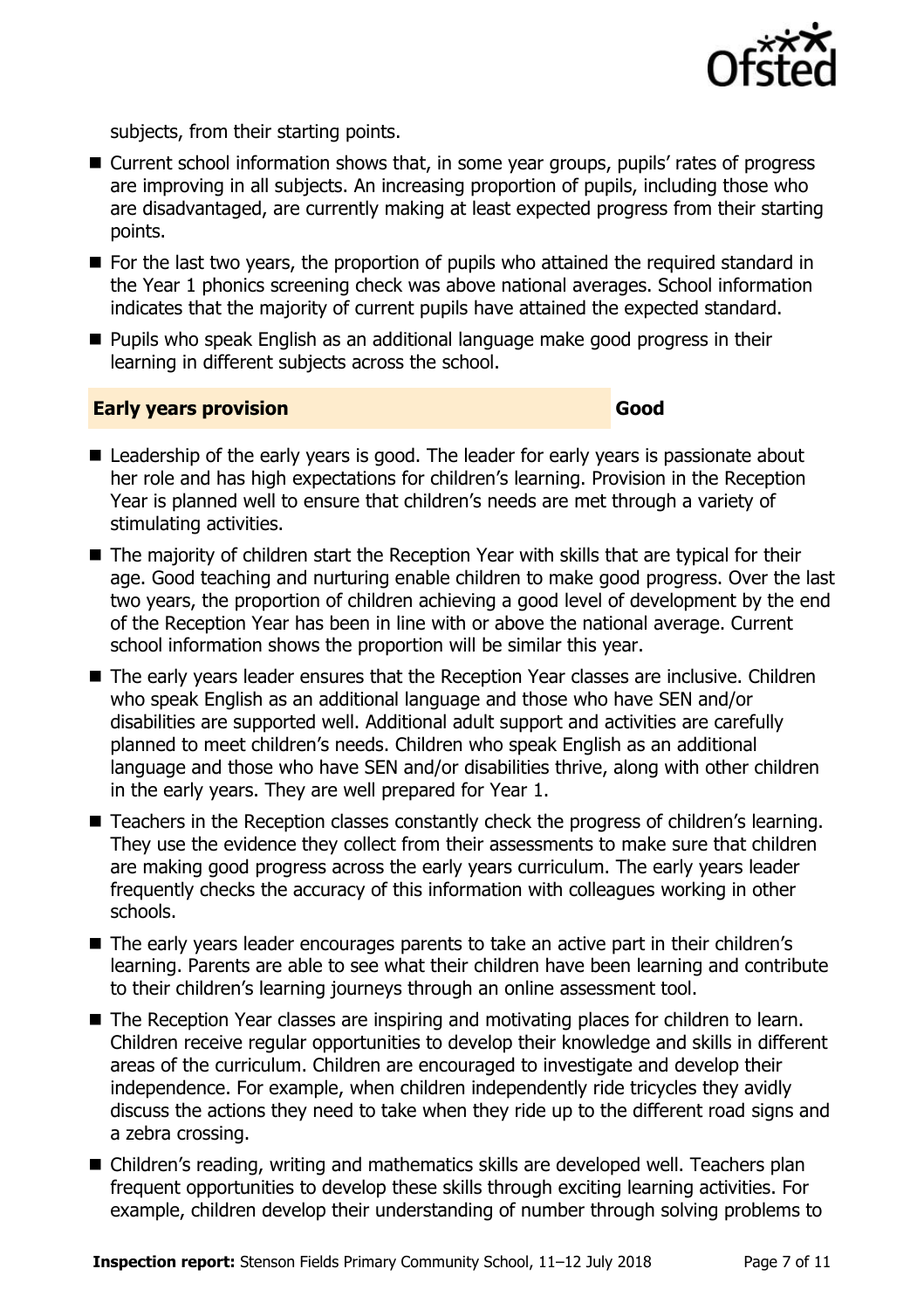subjects, from their starting points.

- Current school information shows that, in some year groups, pupils' rates of progress are improving in all subjects. An increasing proportion of pupils, including those who are disadvantaged, are currently making at least expected progress from their starting points.
- For the last two years, the proportion of pupils who attained the required standard in the Year 1 phonics screening check was above national averages. School information indicates that the majority of current pupils have attained the expected standard.
- Pupils who speak English as an additional language make good progress in their learning in different subjects across the school.

## Early years provision — Good

- Leadership of the early years is good. The leader for early years is passionate about her role and has high expectations for children's learning. Provision in the Reception Year is planned well to ensure that children's needs are met through a variety of stimulating activities.
- The majority of children start the Reception Year with skills that are typical for their age. Good teaching and nurturing enable children to make good progress. Over the last two years, the proportion of children achieving a good level of development by the end of the Reception Year has been in line with or above the national average. Current school information shows the proportion will be similar this year.
- The early years leader ensures that the Reception Year classes are inclusive. Children who speak English as an additional language and those who have SEN and/or disabilities are supported well. Additional adult support and activities are carefully planned to meet children's needs. Children who speak English as an additional language and those who have SEN and/or disabilities thrive, along with other children in the early years. They are well prepared for Year 1.
- Teachers in the Reception classes constantly check the progress of children's learning. They use the evidence they collect from their assessments to make sure that children are making good progress across the early years curriculum. The early years leader frequently checks the accuracy of this information with colleagues working in other schools.
- The early years leader encourages parents to take an active part in their children's learning. Parents are able to see what their children have been learning and contribute to their children's learning journeys through an online assessment tool.
- The Reception Year classes are inspiring and motivating places for children to learn. Children receive regular opportunities to develop their knowledge and skills in different areas of the curriculum. Children are encouraged to investigate and develop their independence. For example, when children independently ride tricycles they avidly discuss the actions they need to take when they ride up to the different road signs and a zebra crossing.
- Children's reading, writing and mathematics skills are developed well. Teachers plan frequent opportunities to develop these skills through exciting learning activities. For example, children develop their understanding of number through solving problems to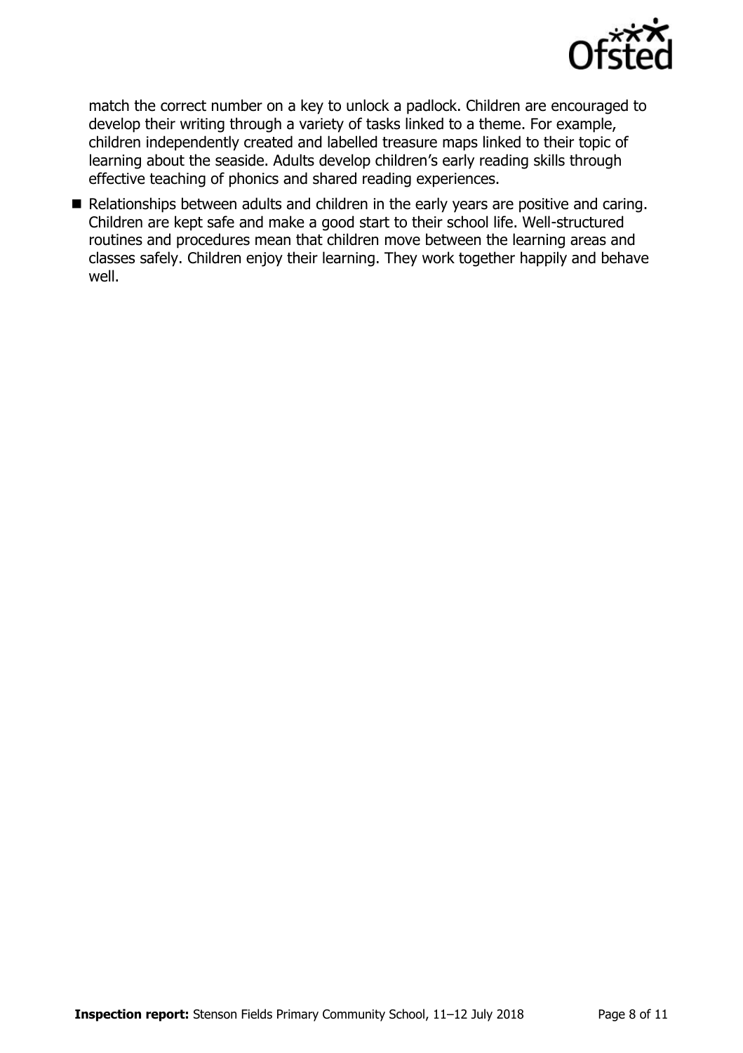match the correct number on a key to unlock a padlock. Children are encouraged to develop their writing through a variety of tasks linked to a theme. For example, children independently created and labelled treasure maps linked to their topic of learning about the seaside. Adults develop children's early reading skills through effective teaching of phonics and shared reading experiences.

- Relationships between adults and children in the early years are positive and caring. Children are kept safe and make a good start to their school life. Well-structured routines and procedures mean that children move between the learning areas and classes safely. Children enjoy their learning. They work together happily and behave well.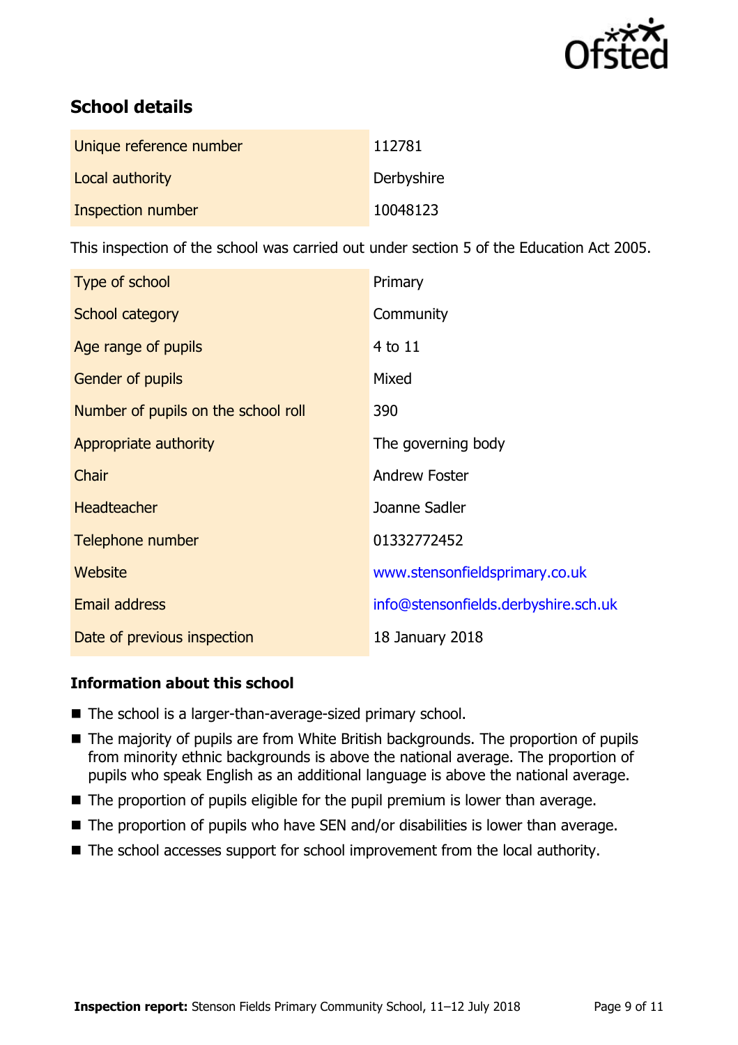## School details

| | |
|---|---|
| Unique reference number | 112781 |
| Local authority | Derbyshire |
| Inspection number | 10048123 |

This inspection of the school was carried out under section 5 of the Education Act 2005.

| | |
|---|---|
| Type of school | Primary |
| School category | Community |
| Age range of pupils | 4 to 11 |
| Gender of pupils | Mixed |
| Number of pupils on the school roll | 390 |
| Appropriate authority | The governing body |
| Chair | Andrew Foster |
| Headteacher | Joanne Sadler |
| Telephone number | 01332772452 |
| Website | www.stensonfieldsprimary.co.uk |
| Email address | info@stensonfields.derbyshire.sch.uk |
| Date of previous inspection | 18 January 2018 |

### Information about this school

- The school is a larger-than-average-sized primary school.
- The majority of pupils are from White British backgrounds. The proportion of pupils from minority ethnic backgrounds is above the national average. The proportion of pupils who speak English as an additional language is above the national average.
- The proportion of pupils eligible for the pupil premium is lower than average.
- The proportion of pupils who have SEN and/or disabilities is lower than average.
- The school accesses support for school improvement from the local authority.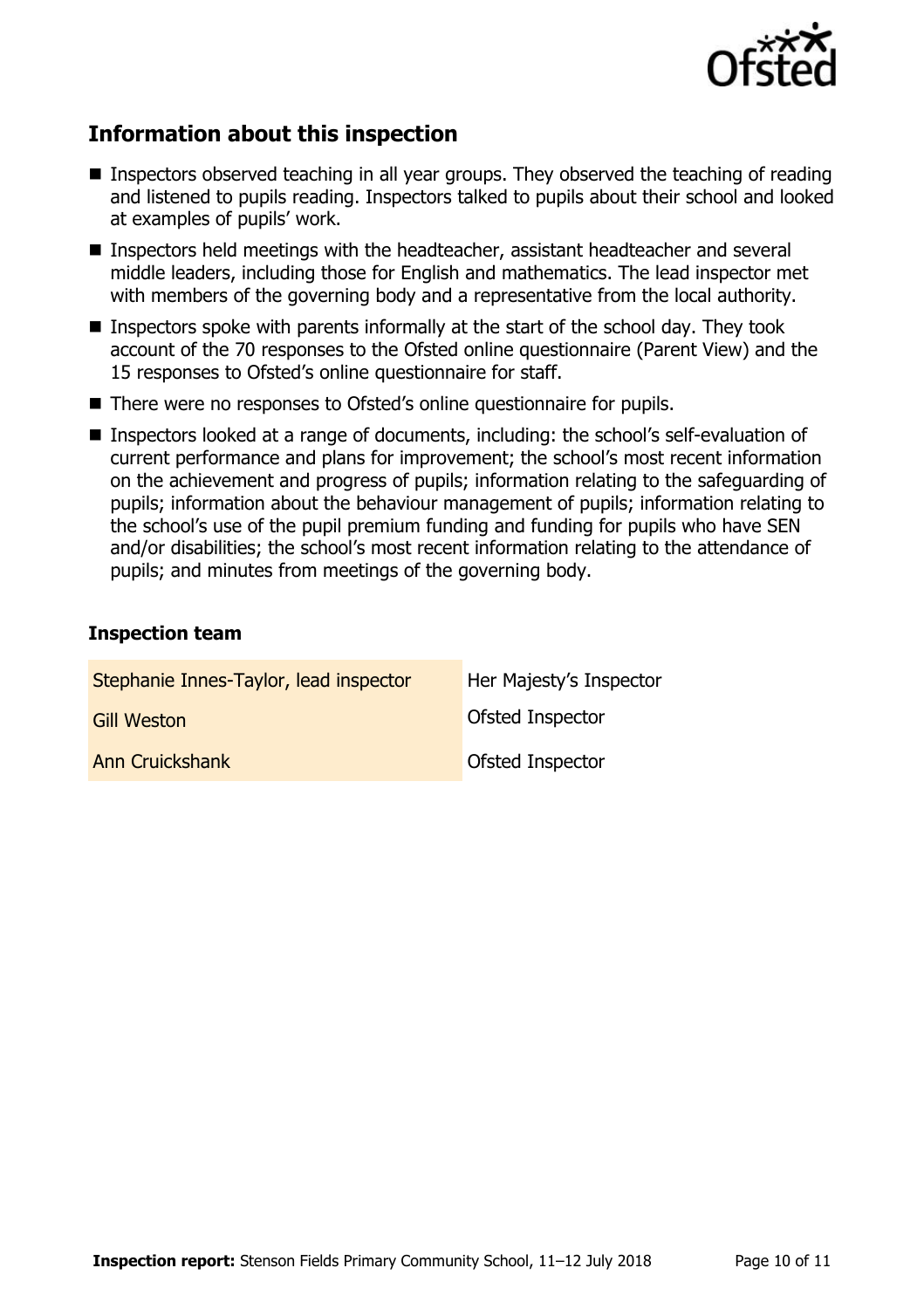## Information about this inspection

- Inspectors observed teaching in all year groups. They observed the teaching of reading and listened to pupils reading. Inspectors talked to pupils about their school and looked at examples of pupils' work.
- Inspectors held meetings with the headteacher, assistant headteacher and several middle leaders, including those for English and mathematics. The lead inspector met with members of the governing body and a representative from the local authority.
- Inspectors spoke with parents informally at the start of the school day. They took account of the 70 responses to the Ofsted online questionnaire (Parent View) and the 15 responses to Ofsted's online questionnaire for staff.
- There were no responses to Ofsted's online questionnaire for pupils.
- Inspectors looked at a range of documents, including: the school's self-evaluation of current performance and plans for improvement; the school's most recent information on the achievement and progress of pupils; information relating to the safeguarding of pupils; information about the behaviour management of pupils; information relating to the school's use of the pupil premium funding and funding for pupils who have SEN and/or disabilities; the school's most recent information relating to the attendance of pupils; and minutes from meetings of the governing body.

### Inspection team

| | |
|---|---|
| Stephanie Innes-Taylor, lead inspector | Her Majesty's Inspector |
| Gill Weston | Ofsted Inspector |
| Ann Cruickshank | Ofsted Inspector |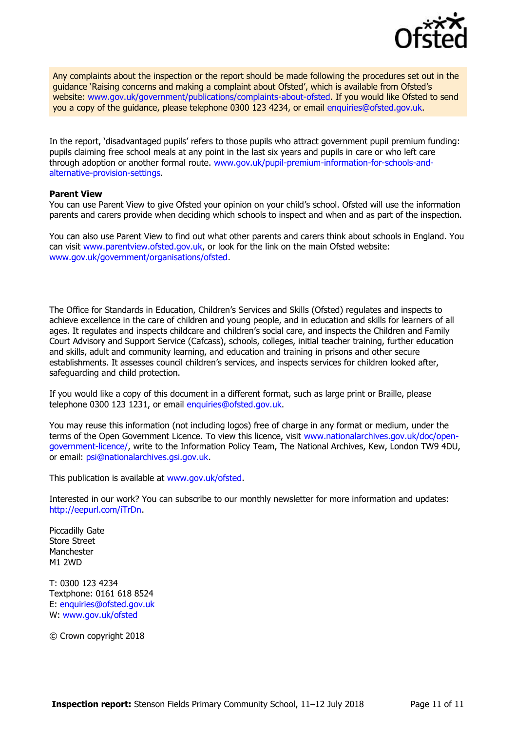Any complaints about the inspection or the report should be made following the procedures set out in the guidance 'Raising concerns and making a complaint about Ofsted', which is available from Ofsted's website: www.gov.uk/government/publications/complaints-about-ofsted. If you would like Ofsted to send you a copy of the guidance, please telephone 0300 123 4234, or email enquiries@ofsted.gov.uk.

In the report, 'disadvantaged pupils' refers to those pupils who attract government pupil premium funding: pupils claiming free school meals at any point in the last six years and pupils in care or who left care through adoption or another formal route. www.gov.uk/pupil-premium-information-for-schools-and-alternative-provision-settings.

**Parent View**

You can use Parent View to give Ofsted your opinion on your child's school. Ofsted will use the information parents and carers provide when deciding which schools to inspect and when and as part of the inspection.

You can also use Parent View to find out what other parents and carers think about schools in England. You can visit www.parentview.ofsted.gov.uk, or look for the link on the main Ofsted website: www.gov.uk/government/organisations/ofsted.

The Office for Standards in Education, Children's Services and Skills (Ofsted) regulates and inspects to achieve excellence in the care of children and young people, and in education and skills for learners of all ages. It regulates and inspects childcare and children's social care, and inspects the Children and Family Court Advisory and Support Service (Cafcass), schools, colleges, initial teacher training, further education and skills, adult and community learning, and education and training in prisons and other secure establishments. It assesses council children's services, and inspects services for children looked after, safeguarding and child protection.

If you would like a copy of this document in a different format, such as large print or Braille, please telephone 0300 123 1231, or email enquiries@ofsted.gov.uk.

You may reuse this information (not including logos) free of charge in any format or medium, under the terms of the Open Government Licence. To view this licence, visit www.nationalarchives.gov.uk/doc/open-government-licence/, write to the Information Policy Team, The National Archives, Kew, London TW9 4DU, or email: psi@nationalarchives.gsi.gov.uk.

This publication is available at www.gov.uk/ofsted.

Interested in our work? You can subscribe to our monthly newsletter for more information and updates: http://eepurl.com/iTrDn.

Piccadilly Gate
Store Street
Manchester
M1 2WD

T: 0300 123 4234
Textphone: 0161 618 8524
E: enquiries@ofsted.gov.uk
W: www.gov.uk/ofsted

© Crown copyright 2018